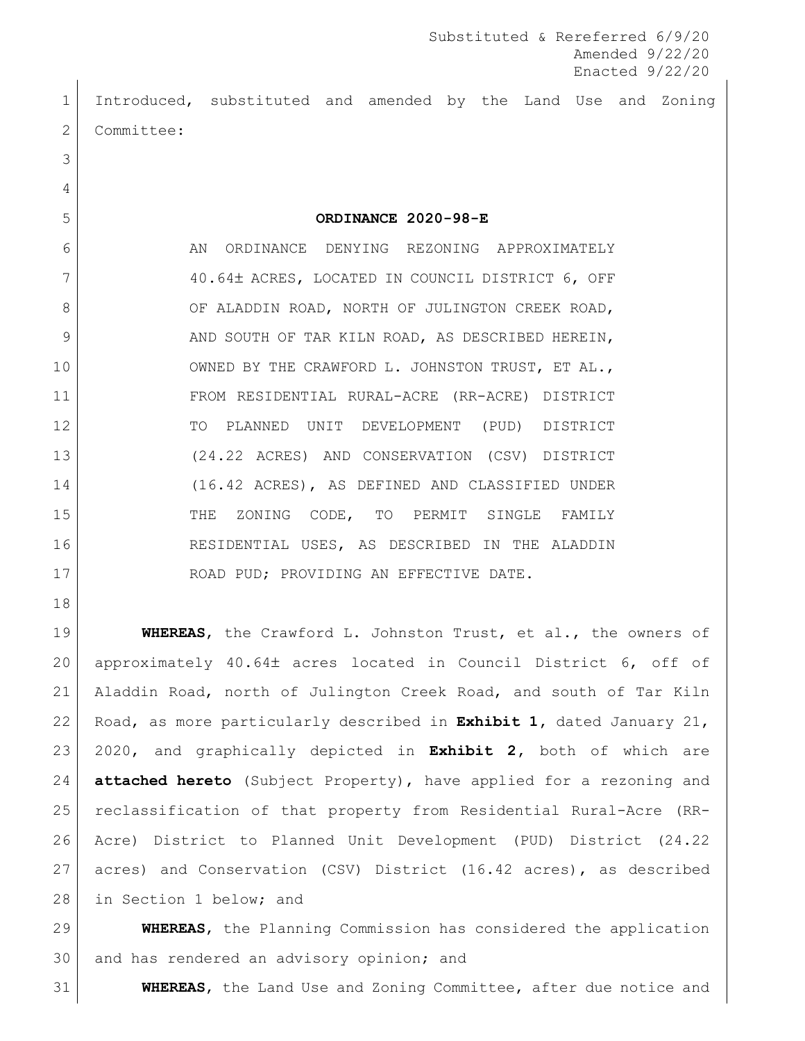Substituted & Rereferred 6/9/20
Amended 9/22/20
Enacted 9/22/20

Introduced, substituted and amended by the Land Use and Zoning Committee:

**ORDINANCE 2020-98-E**

AN ORDINANCE DENYING REZONING APPROXIMATELY 40.64± ACRES, LOCATED IN COUNCIL DISTRICT 6, OFF OF ALADDIN ROAD, NORTH OF JULINGTON CREEK ROAD, AND SOUTH OF TAR KILN ROAD, AS DESCRIBED HEREIN, OWNED BY THE CRAWFORD L. JOHNSTON TRUST, ET AL., FROM RESIDENTIAL RURAL-ACRE (RR-ACRE) DISTRICT TO PLANNED UNIT DEVELOPMENT (PUD) DISTRICT (24.22 ACRES) AND CONSERVATION (CSV) DISTRICT (16.42 ACRES), AS DEFINED AND CLASSIFIED UNDER THE ZONING CODE, TO PERMIT SINGLE FAMILY RESIDENTIAL USES, AS DESCRIBED IN THE ALADDIN ROAD PUD; PROVIDING AN EFFECTIVE DATE.

**WHEREAS**, the Crawford L. Johnston Trust, et al., the owners of approximately 40.64± acres located in Council District 6, off of Aladdin Road, north of Julington Creek Road, and south of Tar Kiln Road, as more particularly described in **Exhibit 1**, dated January 21, 2020, and graphically depicted in **Exhibit 2**, both of which are **attached hereto** (Subject Property), have applied for a rezoning and reclassification of that property from Residential Rural-Acre (RR-Acre) District to Planned Unit Development (PUD) District (24.22 acres) and Conservation (CSV) District (16.42 acres), as described in Section 1 below; and

**WHEREAS**, the Planning Commission has considered the application and has rendered an advisory opinion; and

**WHEREAS**, the Land Use and Zoning Committee, after due notice and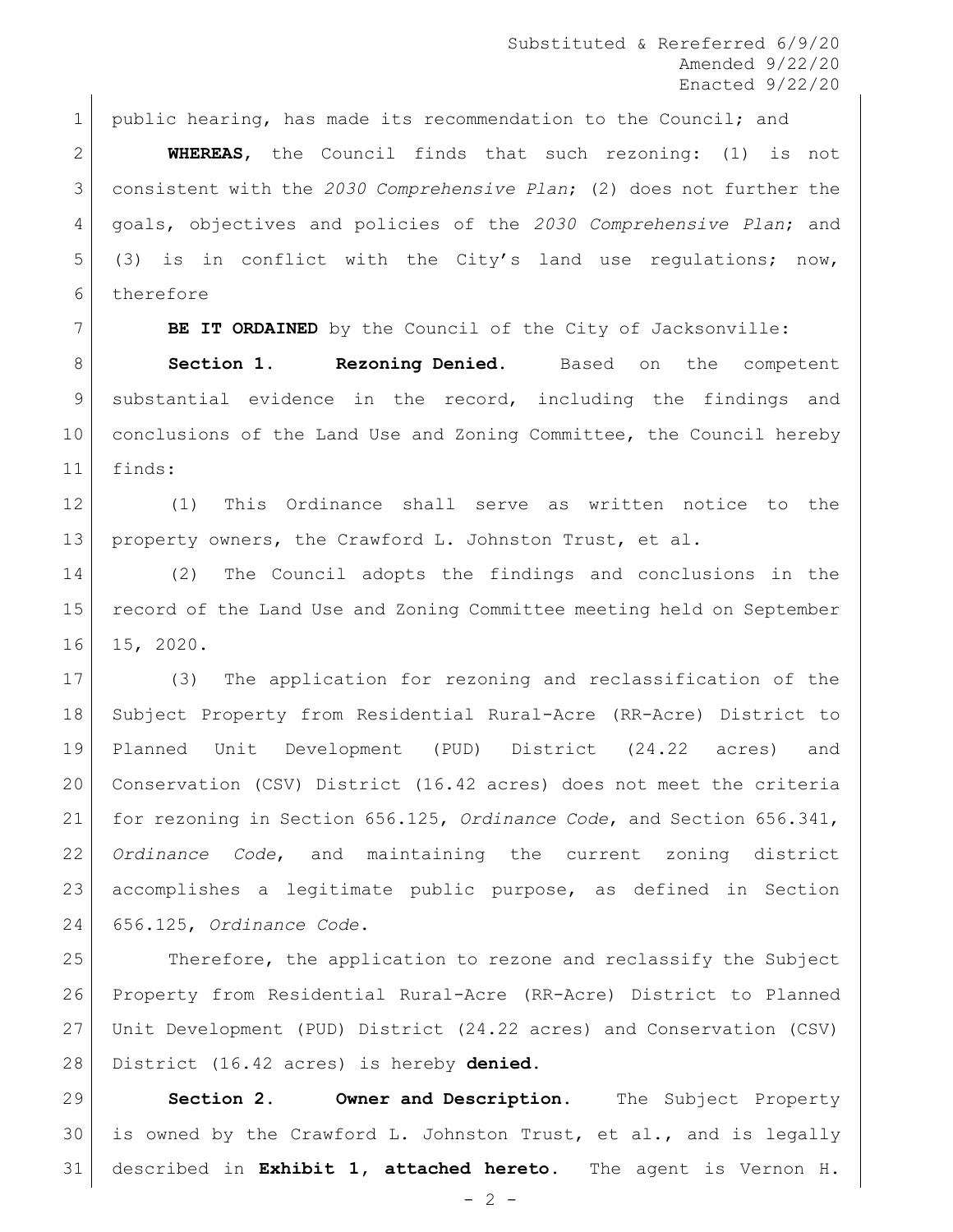Substituted & Rereferred 6/9/20
Amended 9/22/20
Enacted 9/22/20

public hearing, has made its recommendation to the Council; and

**WHEREAS**, the Council finds that such rezoning: (1) is not consistent with the *2030 Comprehensive Plan*; (2) does not further the goals, objectives and policies of the *2030 Comprehensive Plan*; and (3) is in conflict with the City's land use regulations; now, therefore

**BE IT ORDAINED** by the Council of the City of Jacksonville:

**Section 1. Rezoning Denied.** Based on the competent substantial evidence in the record, including the findings and conclusions of the Land Use and Zoning Committee, the Council hereby finds:

(1) This Ordinance shall serve as written notice to the property owners, the Crawford L. Johnston Trust, et al.

(2) The Council adopts the findings and conclusions in the record of the Land Use and Zoning Committee meeting held on September 15, 2020.

(3) The application for rezoning and reclassification of the Subject Property from Residential Rural-Acre (RR-Acre) District to Planned Unit Development (PUD) District (24.22 acres) and Conservation (CSV) District (16.42 acres) does not meet the criteria for rezoning in Section 656.125, *Ordinance Code*, and Section 656.341, *Ordinance Code*, and maintaining the current zoning district accomplishes a legitimate public purpose, as defined in Section 656.125, *Ordinance Code*.

Therefore, the application to rezone and reclassify the Subject Property from Residential Rural-Acre (RR-Acre) District to Planned Unit Development (PUD) District (24.22 acres) and Conservation (CSV) District (16.42 acres) is hereby **denied.**

**Section 2. Owner and Description.** The Subject Property is owned by the Crawford L. Johnston Trust, et al., and is legally described in **Exhibit 1, attached hereto**. The agent is Vernon H.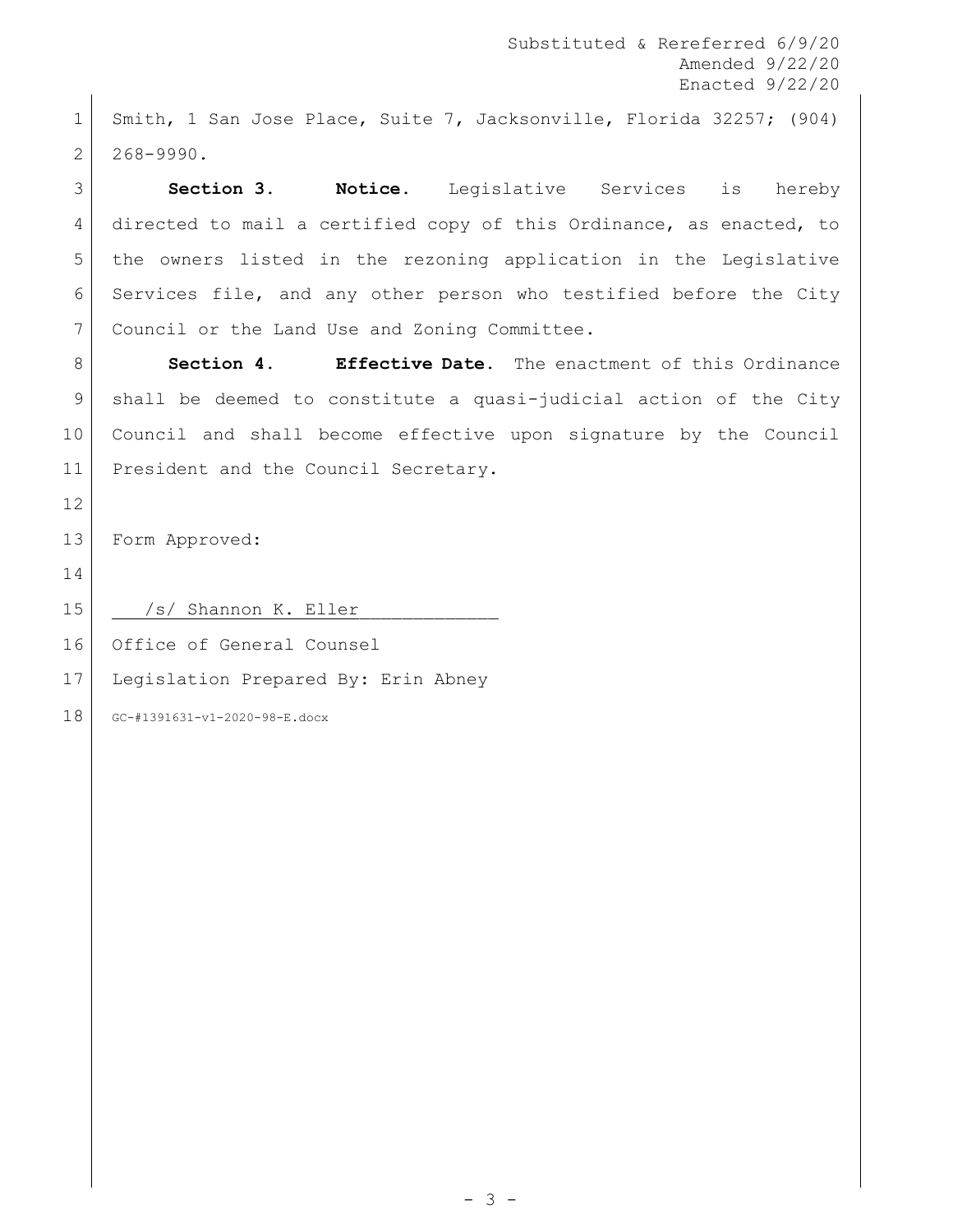Substituted & Rereferred 6/9/20
Amended 9/22/20
Enacted 9/22/20

Smith, 1 San Jose Place, Suite 7, Jacksonville, Florida 32257; (904) 268-9990.

**Section 3. Notice.** Legislative Services is hereby directed to mail a certified copy of this Ordinance, as enacted, to the owners listed in the rezoning application in the Legislative Services file, and any other person who testified before the City Council or the Land Use and Zoning Committee.

**Section 4. Effective Date.** The enactment of this Ordinance shall be deemed to constitute a quasi-judicial action of the City Council and shall become effective upon signature by the Council President and the Council Secretary.

Form Approved:

/s/ Shannon K. Eller

Office of General Counsel

Legislation Prepared By: Erin Abney

GC-#1391631-v1-2020-98-E.docx